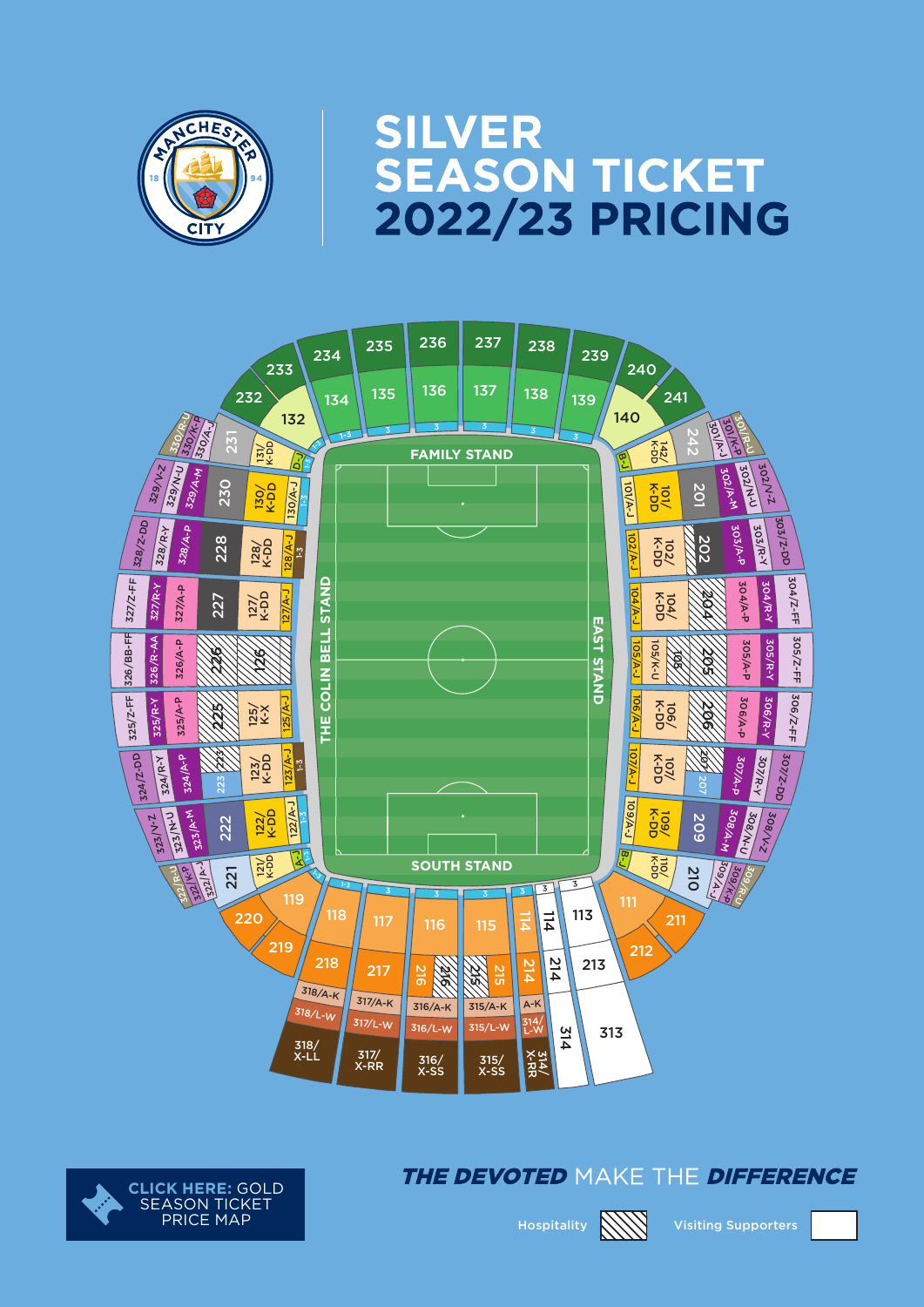# SILVER SEASON TICKET 2022/23 PRICING

FAMILY STAND

THE COLIN BELL STAND

EAST STAND

SOUTH STAND

**CLICK HERE:** GOLD SEASON TICKET PRICE MAP

***THE DEVOTED*** MAKE THE ***DIFFERENCE***

Hospitality

Visiting Supporters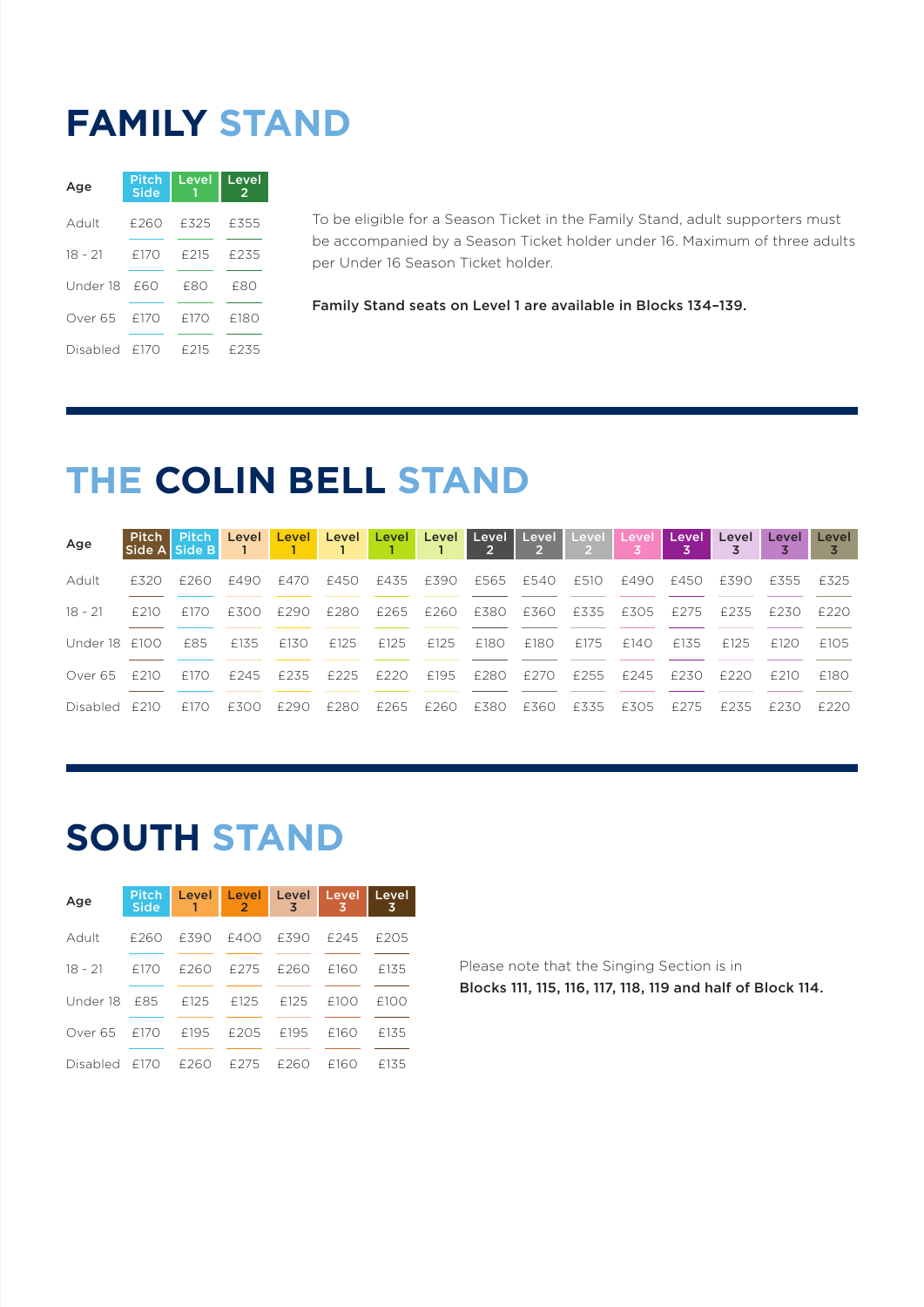# FAMILY STAND

| Age | Pitch Side | Level 1 | Level 2 |
|---|---|---|---|
| Adult | £260 | £325 | £355 |
| 18 - 21 | £170 | £215 | £235 |
| Under 18 | £60 | £80 | £80 |
| Over 65 | £170 | £170 | £180 |
| Disabled | £170 | £215 | £235 |

To be eligible for a Season Ticket in the Family Stand, adult supporters must be accompanied by a Season Ticket holder under 16. Maximum of three adults per Under 16 Season Ticket holder.

**Family Stand seats on Level 1 are available in Blocks 134–139.**

# THE COLIN BELL STAND

| Age | Pitch Side A | Pitch Side B | Level 1 | Level 1 | Level 1 | Level 1 | Level 1 | Level 2 | Level 2 | Level 2 | Level 3 | Level 3 | Level 3 | Level 3 | Level 3 |
|---|---|---|---|---|---|---|---|---|---|---|---|---|---|---|---|
| Adult | £320 | £260 | £490 | £470 | £450 | £435 | £390 | £565 | £540 | £510 | £490 | £450 | £390 | £355 | £325 |
| 18 - 21 | £210 | £170 | £300 | £290 | £280 | £265 | £260 | £380 | £360 | £335 | £305 | £275 | £235 | £230 | £220 |
| Under 18 | £100 | £85 | £135 | £130 | £125 | £125 | £125 | £180 | £180 | £175 | £140 | £135 | £125 | £120 | £105 |
| Over 65 | £210 | £170 | £245 | £235 | £225 | £220 | £195 | £280 | £270 | £255 | £245 | £230 | £220 | £210 | £180 |
| Disabled | £210 | £170 | £300 | £290 | £280 | £265 | £260 | £380 | £360 | £335 | £305 | £275 | £235 | £230 | £220 |

# SOUTH STAND

| Age | Pitch Side | Level 1 | Level 2 | Level 3 | Level 3 | Level 3 |
|---|---|---|---|---|---|---|
| Adult | £260 | £390 | £400 | £390 | £245 | £205 |
| 18 - 21 | £170 | £260 | £275 | £260 | £160 | £135 |
| Under 18 | £85 | £125 | £125 | £125 | £100 | £100 |
| Over 65 | £170 | £195 | £205 | £195 | £160 | £135 |
| Disabled | £170 | £260 | £275 | £260 | £160 | £135 |

Please note that the Singing Section is in **Blocks 111, 115, 116, 117, 118, 119 and half of Block 114.**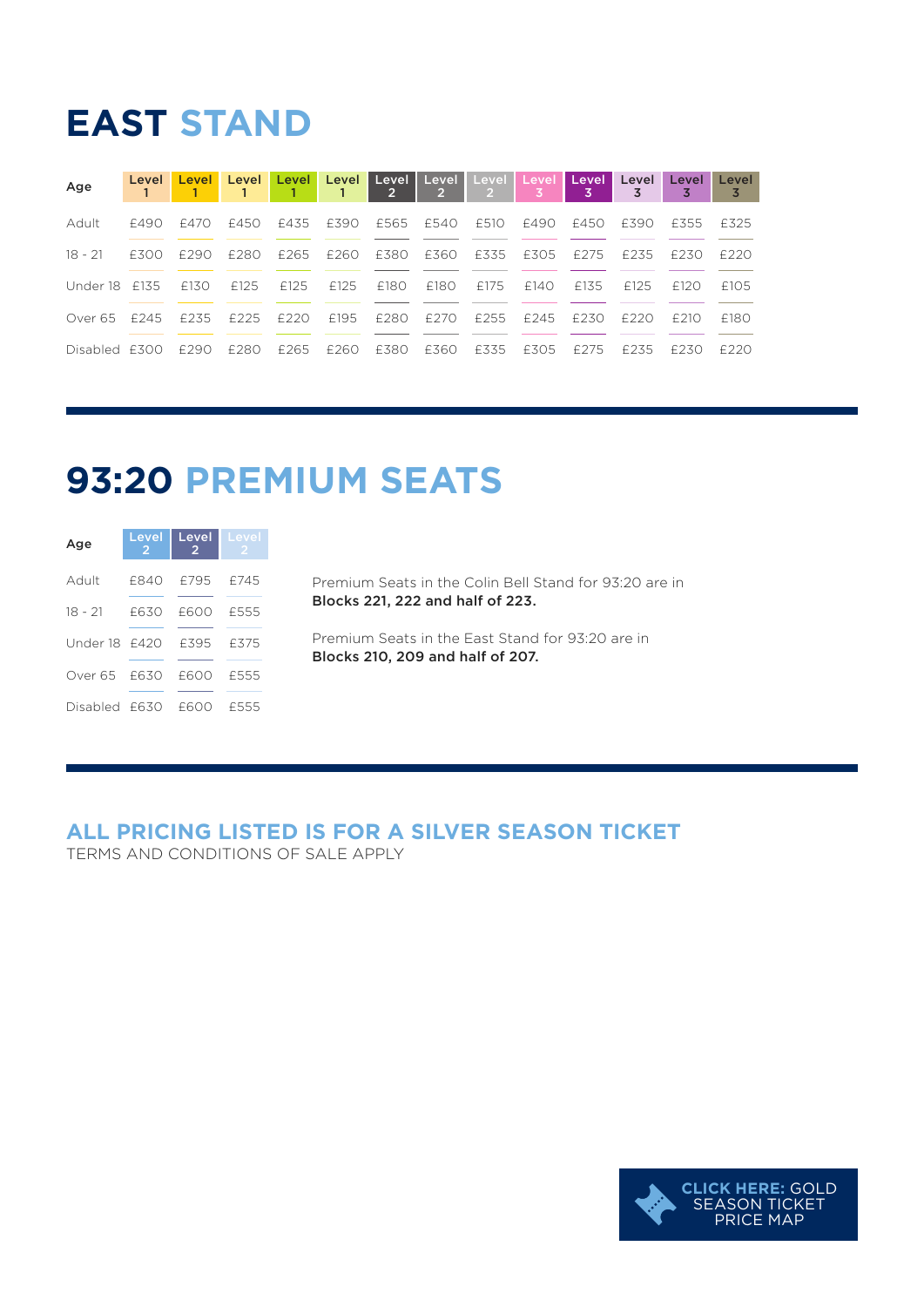# EAST STAND

| Age | Level 1 | Level 1 | Level 1 | Level 1 | Level 1 | Level 2 | Level 2 | Level 2 | Level 3 | Level 3 | Level 3 | Level 3 | Level 3 |
|---|---|---|---|---|---|---|---|---|---|---|---|---|---|
| Adult | £490 | £470 | £450 | £435 | £390 | £565 | £540 | £510 | £490 | £450 | £390 | £355 | £325 |
| 18 - 21 | £300 | £290 | £280 | £265 | £260 | £380 | £360 | £335 | £305 | £275 | £235 | £230 | £220 |
| Under 18 | £135 | £130 | £125 | £125 | £125 | £180 | £180 | £175 | £140 | £135 | £125 | £120 | £105 |
| Over 65 | £245 | £235 | £225 | £220 | £195 | £280 | £270 | £255 | £245 | £230 | £220 | £210 | £180 |
| Disabled | £300 | £290 | £280 | £265 | £260 | £380 | £360 | £335 | £305 | £275 | £235 | £230 | £220 |

# 93:20 PREMIUM SEATS

| Age | Level 2 | Level 2 | Level 2 |
|---|---|---|---|
| Adult | £840 | £795 | £745 |
| 18 - 21 | £630 | £600 | £555 |
| Under 18 | £420 | £395 | £375 |
| Over 65 | £630 | £600 | £555 |
| Disabled | £630 | £600 | £555 |

Premium Seats in the Colin Bell Stand for 93:20 are in **Blocks 221, 222 and half of 223.**

Premium Seats in the East Stand for 93:20 are in **Blocks 210, 209 and half of 207.**

## ALL PRICING LISTED IS FOR A SILVER SEASON TICKET

TERMS AND CONDITIONS OF SALE APPLY

**CLICK HERE:** GOLD SEASON TICKET PRICE MAP